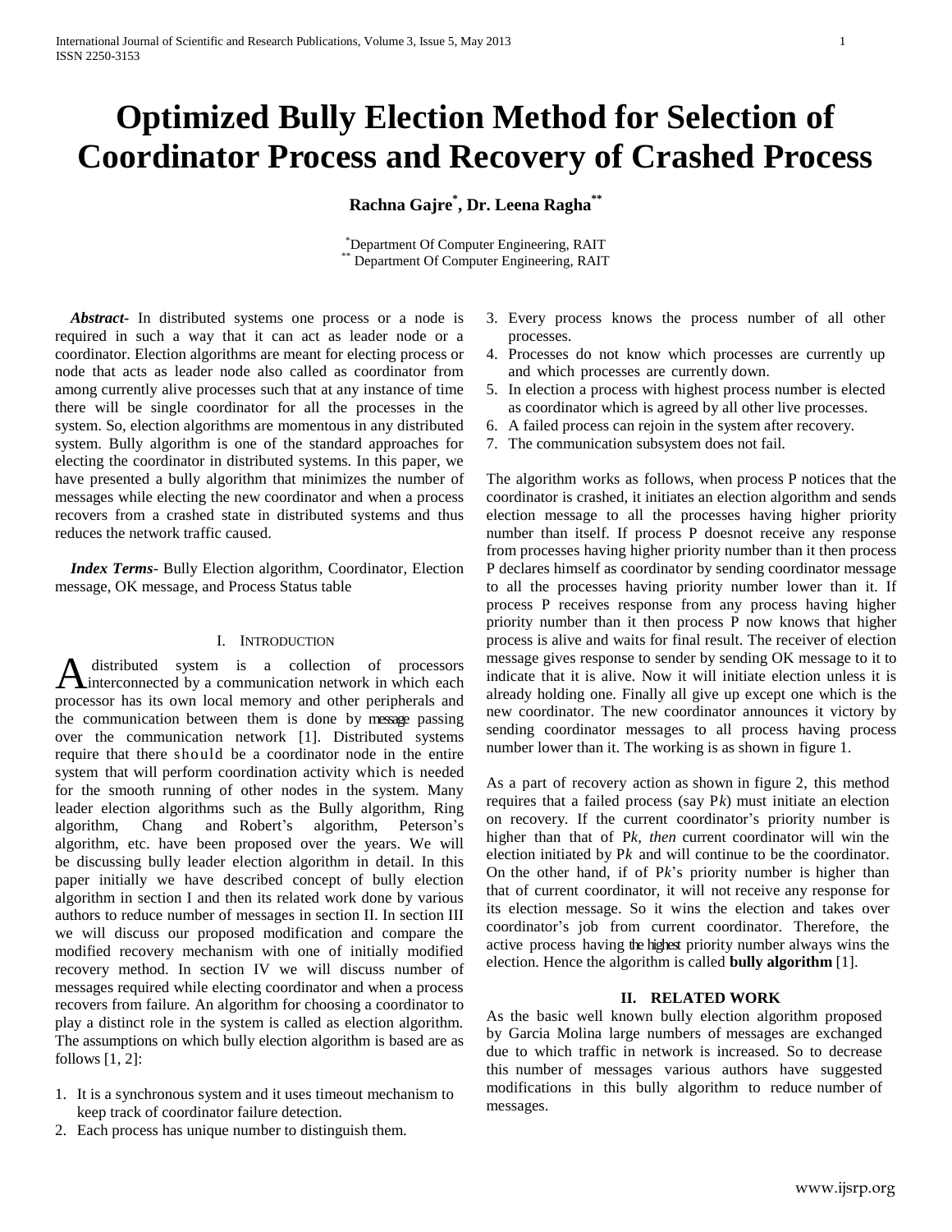# Optimized Bully Election Method for Selection of Coordinator Process and Recovery of Crashed Process

**Rachna Gajre[*], Dr. Leena Ragha[**]**

[*]Department Of Computer Engineering, RAIT
[**] Department Of Computer Engineering, RAIT

***Abstract*-** In distributed systems one process or a node is required in such a way that it can act as leader node or a coordinator. Election algorithms are meant for electing process or node that acts as leader node also called as coordinator from among currently alive processes such that at any instance of time there will be single coordinator for all the processes in the system. So, election algorithms are momentous in any distributed system. Bully algorithm is one of the standard approaches for electing the coordinator in distributed systems. In this paper, we have presented a bully algorithm that minimizes the number of messages while electing the new coordinator and when a process recovers from a crashed state in distributed systems and thus reduces the network traffic caused.

***Index Terms*-** Bully Election algorithm, Coordinator, Election message, OK message, and Process Status table

## I. Introduction

A distributed system is a collection of processors interconnected by a communication network in which each processor has its own local memory and other peripherals and the communication between them is done by message passing over the communication network [1]. Distributed systems require that there should be a coordinator node in the entire system that will perform coordination activity which is needed for the smooth running of other nodes in the system. Many leader election algorithms such as the Bully algorithm, Ring algorithm, Chang and Robert's algorithm, Peterson's algorithm, etc. have been proposed over the years. We will be discussing bully leader election algorithm in detail. In this paper initially we have described concept of bully election algorithm in section I and then its related work done by various authors to reduce number of messages in section II. In section III we will discuss our proposed modification and compare the modified recovery mechanism with one of initially modified recovery method. In section IV we will discuss number of messages required while electing coordinator and when a process recovers from failure. An algorithm for choosing a coordinator to play a distinct role in the system is called as election algorithm. The assumptions on which bully election algorithm is based are as follows [1, 2]:

1. It is a synchronous system and it uses timeout mechanism to keep track of coordinator failure detection.
2. Each process has unique number to distinguish them.
3. Every process knows the process number of all other processes.
4. Processes do not know which processes are currently up and which processes are currently down.
5. In election a process with highest process number is elected as coordinator which is agreed by all other live processes.
6. A failed process can rejoin in the system after recovery.
7. The communication subsystem does not fail.

The algorithm works as follows, when process P notices that the coordinator is crashed, it initiates an election algorithm and sends election message to all the processes having higher priority number than itself. If process P doesnot receive any response from processes having higher priority number than it then process P declares himself as coordinator by sending coordinator message to all the processes having priority number lower than it. If process P receives response from any process having higher priority number than it then process P now knows that higher process is alive and waits for final result. The receiver of election message gives response to sender by sending OK message to it to indicate that it is alive. Now it will initiate election unless it is already holding one. Finally all give up except one which is the new coordinator. The new coordinator announces it victory by sending coordinator messages to all process having process number lower than it. The working is as shown in figure 1.

As a part of recovery action as shown in figure 2, this method requires that a failed process (say P*k*) must initiate an election on recovery. If the current coordinator's priority number is higher than that of P*k*, *then* current coordinator will win the election initiated by P*k* and will continue to be the coordinator. On the other hand, if of P*k*'s priority number is higher than that of current coordinator, it will not receive any response for its election message. So it wins the election and takes over coordinator's job from current coordinator. Therefore, the active process having the highest priority number always wins the election. Hence the algorithm is called **bully algorithm** [1].

## II. Related Work

As the basic well known bully election algorithm proposed by Garcia Molina large numbers of messages are exchanged due to which traffic in network is increased. So to decrease this number of messages various authors have suggested modifications in this bully algorithm to reduce number of messages.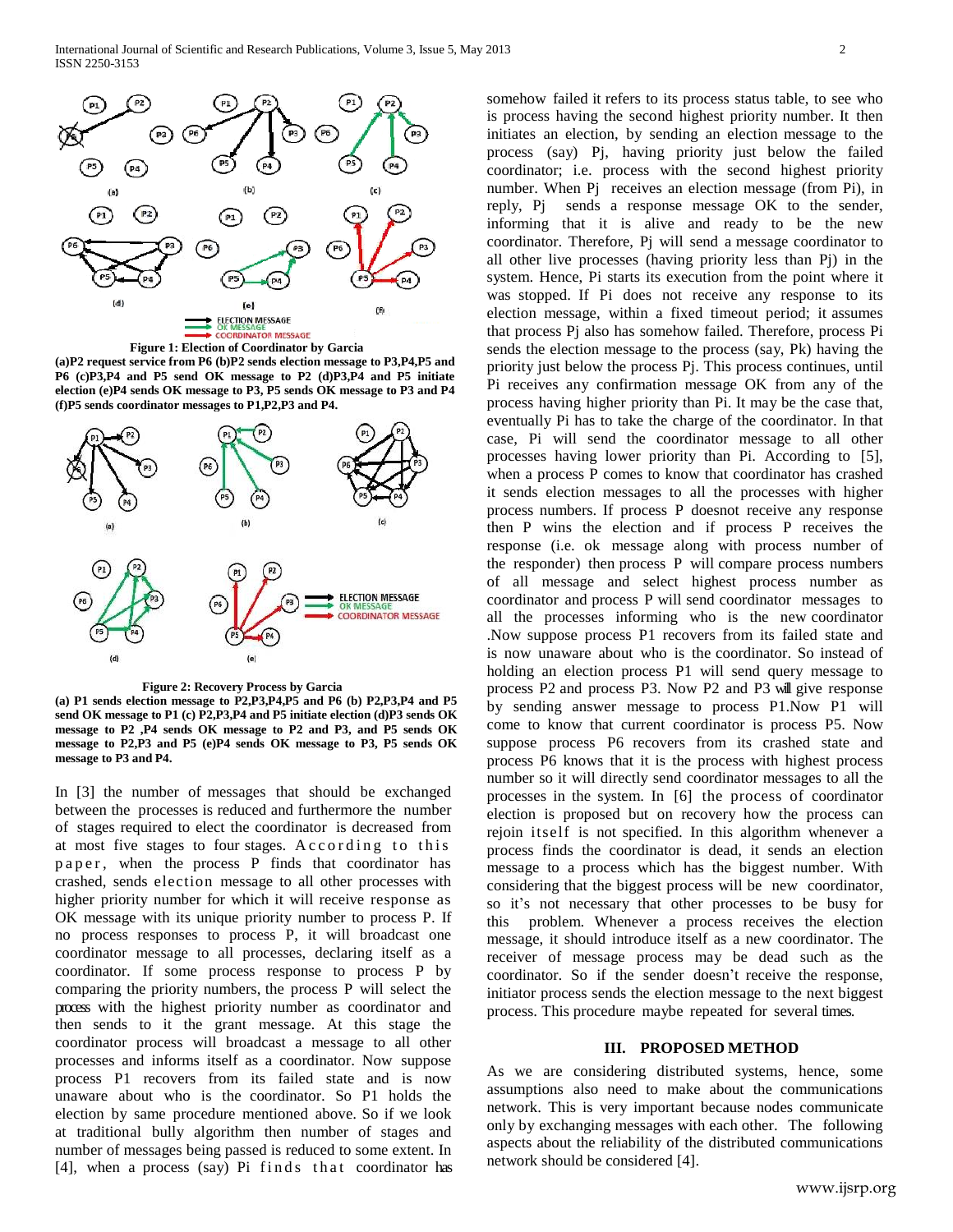**Figure 1: Election of Coordinator by Garcia**

**(a)P2 request service from P6 (b)P2 sends election message to P3,P4,P5 and P6 (c)P3,P4 and P5 send OK message to P2 (d)P3,P4 and P5 initiate election (e)P4 sends OK message to P3, P5 sends OK message to P3 and P4 (f)P5 sends coordinator messages to P1,P2,P3 and P4.**

**Figure 2: Recovery Process by Garcia**

**(a) P1 sends election message to P2,P3,P4,P5 and P6 (b) P2,P3,P4 and P5 send OK message to P1 (c) P2,P3,P4 and P5 initiate election (d)P3 sends OK message to P2 ,P4 sends OK message to P2 and P3, and P5 sends OK message to P2,P3 and P5 (e)P4 sends OK message to P3, P5 sends OK message to P3 and P4.**

In [3] the number of messages that should be exchanged between the processes is reduced and furthermore the number of stages required to elect the coordinator is decreased from at most five stages to four stages. According to this paper, when the process P finds that coordinator has crashed, sends election message to all other processes with higher priority number for which it will receive response as OK message with its unique priority number to process P. If no process responses to process P, it will broadcast one coordinator message to all processes, declaring itself as a coordinator. If some process response to process P by comparing the priority numbers, the process P will select the process with the highest priority number as coordinator and then sends to it the grant message. At this stage the coordinator process will broadcast a message to all other processes and informs itself as a coordinator. Now suppose process P1 recovers from its failed state and is now unaware about who is the coordinator. So P1 holds the election by same procedure mentioned above. So if we look at traditional bully algorithm then number of stages and number of messages being passed is reduced to some extent. In [4], when a process (say) Pi finds that coordinator has somehow failed it refers to its process status table, to see who is process having the second highest priority number. It then initiates an election, by sending an election message to the process (say) Pj, having priority just below the failed coordinator; i.e. process with the second highest priority number. When Pj receives an election message (from Pi), in reply, Pj sends a response message OK to the sender, informing that it is alive and ready to be the new coordinator. Therefore, Pj will send a message coordinator to all other live processes (having priority less than Pj) in the system. Hence, Pi starts its execution from the point where it was stopped. If Pi does not receive any response to its election message, within a fixed timeout period; it assumes that process Pj also has somehow failed. Therefore, process Pi sends the election message to the process (say, Pk) having the priority just below the process Pj. This process continues, until Pi receives any confirmation message OK from any of the process having higher priority than Pi. It may be the case that, eventually Pi has to take the charge of the coordinator. In that case, Pi will send the coordinator message to all other processes having lower priority than Pi. According to [5], when a process P comes to know that coordinator has crashed it sends election messages to all the processes with higher process numbers. If process P doesnot receive any response then P wins the election and if process P receives the response (i.e. ok message along with process number of the responder) then process P will compare process numbers of all message and select highest process number as coordinator and process P will send coordinator messages to all the processes informing who is the new coordinator .Now suppose process P1 recovers from its failed state and is now unaware about who is the coordinator. So instead of holding an election process P1 will send query message to process P2 and process P3. Now P2 and P3 will give response by sending answer message to process P1.Now P1 will come to know that current coordinator is process P5. Now suppose process P6 recovers from its crashed state and process P6 knows that it is the process with highest process number so it will directly send coordinator messages to all the processes in the system. In [6] the process of coordinator election is proposed but on recovery how the process can rejoin itself is not specified. In this algorithm whenever a process finds the coordinator is dead, it sends an election message to a process which has the biggest number. With considering that the biggest process will be new coordinator, so it's not necessary that other processes to be busy for this problem. Whenever a process receives the election message, it should introduce itself as a new coordinator. The receiver of message process may be dead such as the coordinator. So if the sender doesn't receive the response, initiator process sends the election message to the next biggest process. This procedure maybe repeated for several times.

## III. PROPOSED METHOD

As we are considering distributed systems, hence, some assumptions also need to make about the communications network. This is very important because nodes communicate only by exchanging messages with each other. The following aspects about the reliability of the distributed communications network should be considered [4].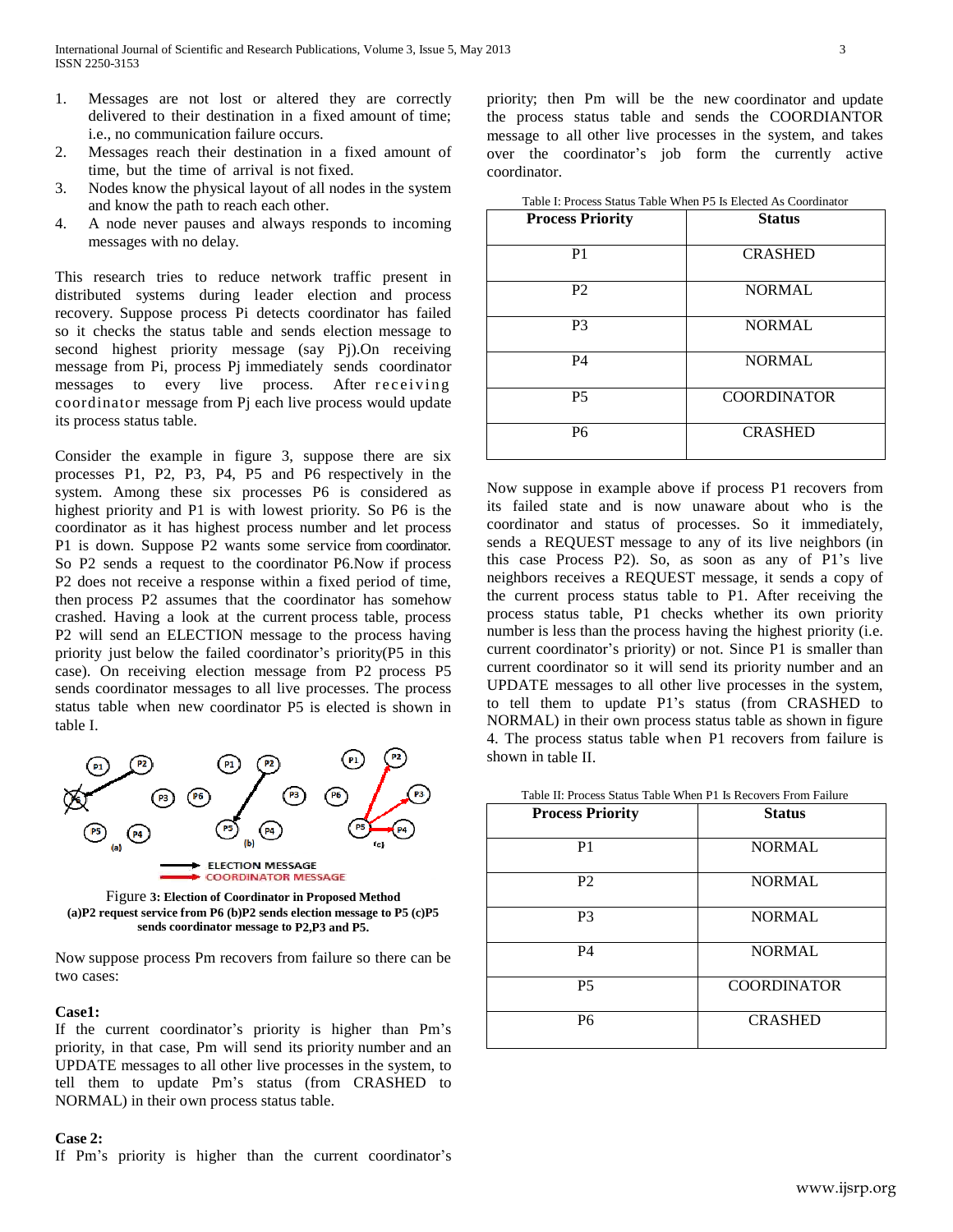1. Messages are not lost or altered they are correctly delivered to their destination in a fixed amount of time; i.e., no communication failure occurs.
2. Messages reach their destination in a fixed amount of time, but the time of arrival is not fixed.
3. Nodes know the physical layout of all nodes in the system and know the path to reach each other.
4. A node never pauses and always responds to incoming messages with no delay.

This research tries to reduce network traffic present in distributed systems during leader election and process recovery. Suppose process Pi detects coordinator has failed so it checks the status table and sends election message to second highest priority message (say Pj).On receiving message from Pi, process Pj immediately sends coordinator messages to every live process. After receiving coordinator message from Pj each live process would update its process status table.

Consider the example in figure 3, suppose there are six processes P1, P2, P3, P4, P5 and P6 respectively in the system. Among these six processes P6 is considered as highest priority and P1 is with lowest priority. So P6 is the coordinator as it has highest process number and let process P1 is down. Suppose P2 wants some service from coordinator. So P2 sends a request to the coordinator P6.Now if process P2 does not receive a response within a fixed period of time, then process P2 assumes that the coordinator has somehow crashed. Having a look at the current process table, process P2 will send an ELECTION message to the process having priority just below the failed coordinator's priority(P5 in this case). On receiving election message from P2 process P5 sends coordinator messages to all live processes. The process status table when new coordinator P5 is elected is shown in table I.

Figure 3: Election of Coordinator in Proposed Method
(a)P2 request service from P6 (b)P2 sends election message to P5 (c)P5 sends coordinator message to P2,P3 and P5.

Now suppose process Pm recovers from failure so there can be two cases:

**Case1:**
If the current coordinator's priority is higher than Pm's priority, in that case, Pm will send its priority number and an UPDATE messages to all other live processes in the system, to tell them to update Pm's status (from CRASHED to NORMAL) in their own process status table.

**Case 2:**
If Pm's priority is higher than the current coordinator's priority; then Pm will be the new coordinator and update the process status table and sends the COORDIANTOR message to all other live processes in the system, and takes over the coordinator's job form the currently active coordinator.

Table I: Process Status Table When P5 Is Elected As Coordinator

| Process Priority | Status |
|---|---|
| P1 | CRASHED |
| P2 | NORMAL |
| P3 | NORMAL |
| P4 | NORMAL |
| P5 | COORDINATOR |
| P6 | CRASHED |

Now suppose in example above if process P1 recovers from its failed state and is now unaware about who is the coordinator and status of processes. So it immediately, sends a REQUEST message to any of its live neighbors (in this case Process P2). So, as soon as any of P1's live neighbors receives a REQUEST message, it sends a copy of the current process status table to P1. After receiving the process status table, P1 checks whether its own priority number is less than the process having the highest priority (i.e. current coordinator's priority) or not. Since P1 is smaller than current coordinator so it will send its priority number and an UPDATE messages to all other live processes in the system, to tell them to update P1's status (from CRASHED to NORMAL) in their own process status table as shown in figure 4. The process status table when P1 recovers from failure is shown in table II.

Table II: Process Status Table When P1 Is Recovers From Failure

| Process Priority | Status |
|---|---|
| P1 | NORMAL |
| P2 | NORMAL |
| P3 | NORMAL |
| P4 | NORMAL |
| P5 | COORDINATOR |
| P6 | CRASHED |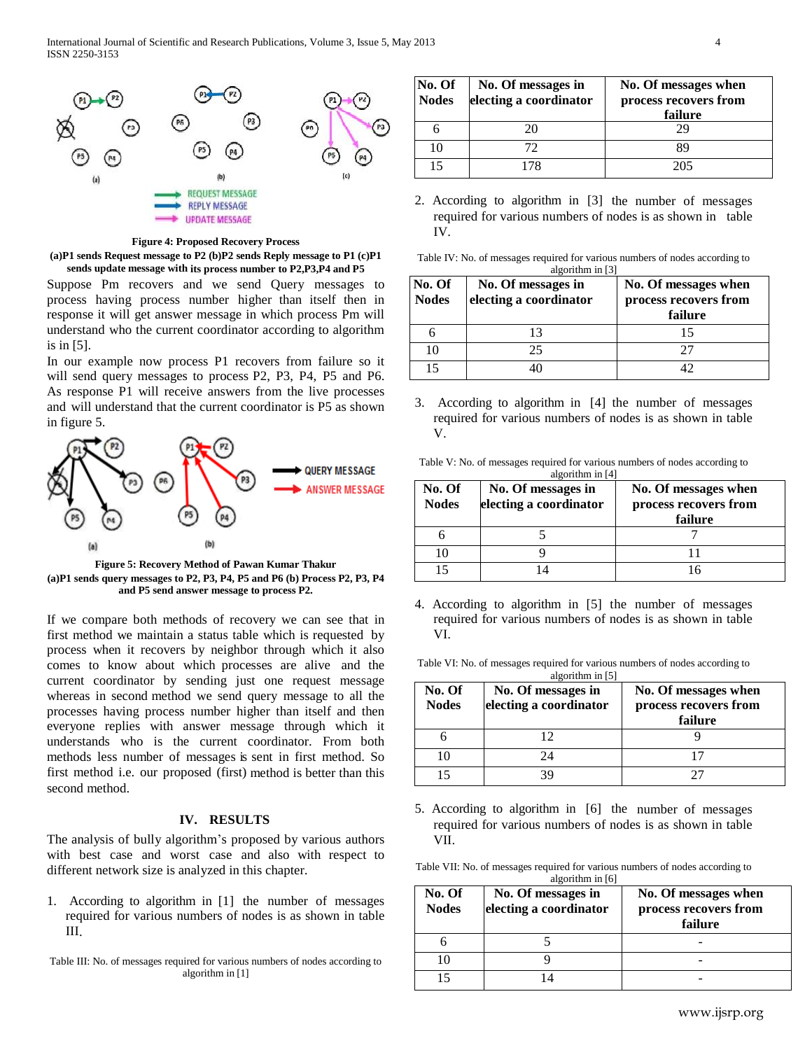Figure 4: Proposed Recovery Process

(a)P1 sends Request message to P2 (b)P2 sends Reply message to P1 (c)P1 sends update message with its process number to P2,P3,P4 and P5

Suppose Pm recovers and we send Query messages to process having process number higher than itself then in response it will get answer message in which process Pm will understand who the current coordinator according to algorithm is in [5].

In our example now process P1 recovers from failure so it will send query messages to process P2, P3, P4, P5 and P6. As response P1 will receive answers from the live processes and will understand that the current coordinator is P5 as shown in figure 5.

Figure 5: Recovery Method of Pawan Kumar Thakur

(a)P1 sends query messages to P2, P3, P4, P5 and P6 (b) Process P2, P3, P4 and P5 send answer message to process P2.

If we compare both methods of recovery we can see that in first method we maintain a status table which is requested by process when it recovers by neighbor through which it also comes to know about which processes are alive and the current coordinator by sending just one request message whereas in second method we send query message to all the processes having process number higher than itself and then everyone replies with answer message through which it understands who is the current coordinator. From both methods less number of messages is sent in first method. So first method i.e. our proposed (first) method is better than this second method.

## IV. RESULTS

The analysis of bully algorithm's proposed by various authors with best case and worst case and also with respect to different network size is analyzed in this chapter.

1. According to algorithm in [1] the number of messages required for various numbers of nodes is as shown in table III.

Table III: No. of messages required for various numbers of nodes according to algorithm in [1]

| No. Of Nodes | No. Of messages in electing a coordinator | No. Of messages when process recovers from failure |
|---|---|---|
| 6 | 20 | 29 |
| 10 | 72 | 89 |
| 15 | 178 | 205 |

2. According to algorithm in [3] the number of messages required for various numbers of nodes is as shown in table IV.

Table IV: No. of messages required for various numbers of nodes according to algorithm in [3]

| No. Of Nodes | No. Of messages in electing a coordinator | No. Of messages when process recovers from failure |
|---|---|---|
| 6 | 13 | 15 |
| 10 | 25 | 27 |
| 15 | 40 | 42 |

3. According to algorithm in [4] the number of messages required for various numbers of nodes is as shown in table V.

Table V: No. of messages required for various numbers of nodes according to algorithm in [4]

| No. Of Nodes | No. Of messages in electing a coordinator | No. Of messages when process recovers from failure |
|---|---|---|
| 6 | 5 | 7 |
| 10 | 9 | 11 |
| 15 | 14 | 16 |

4. According to algorithm in [5] the number of messages required for various numbers of nodes is as shown in table VI.

Table VI: No. of messages required for various numbers of nodes according to algorithm in [5]

| No. Of Nodes | No. Of messages in electing a coordinator | No. Of messages when process recovers from failure |
|---|---|---|
| 6 | 12 | 9 |
| 10 | 24 | 17 |
| 15 | 39 | 27 |

5. According to algorithm in [6] the number of messages required for various numbers of nodes is as shown in table VII.

Table VII: No. of messages required for various numbers of nodes according to algorithm in [6]

| No. Of Nodes | No. Of messages in electing a coordinator | No. Of messages when process recovers from failure |
|---|---|---|
| 6 | 5 | - |
| 10 | 9 | - |
| 15 | 14 | - |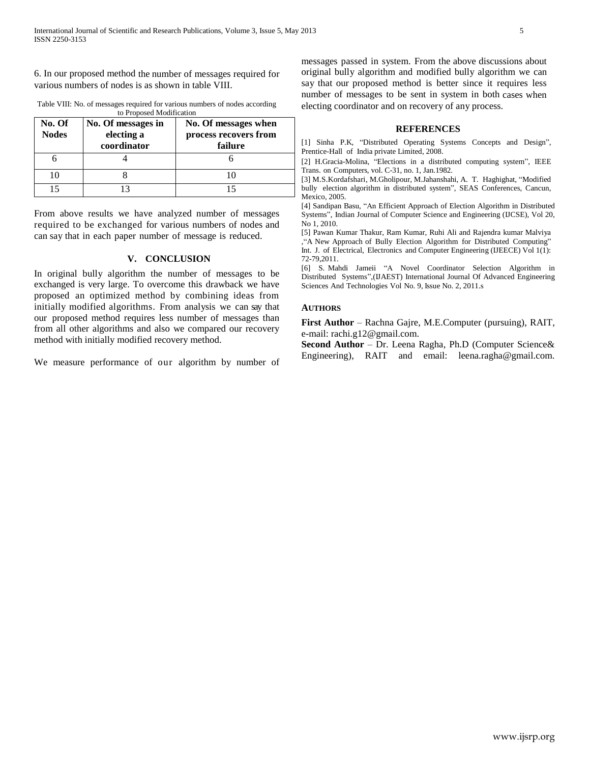6. In our proposed method the number of messages required for various numbers of nodes is as shown in table VIII.

Table VIII: No. of messages required for various numbers of nodes according to Proposed Modification

| No. Of Nodes | No. Of messages in electing a coordinator | No. Of messages when process recovers from failure |
|---|---|---|
| 6 | 4 | 6 |
| 10 | 8 | 10 |
| 15 | 13 | 15 |

From above results we have analyzed number of messages required to be exchanged for various numbers of nodes and can say that in each paper number of message is reduced.

## V. CONCLUSION

In original bully algorithm the number of messages to be exchanged is very large. To overcome this drawback we have proposed an optimized method by combining ideas from initially modified algorithms. From analysis we can say that our proposed method requires less number of messages than from all other algorithms and also we compared our recovery method with initially modified recovery method.

We measure performance of our algorithm by number of messages passed in system. From the above discussions about original bully algorithm and modified bully algorithm we can say that our proposed method is better since it requires less number of messages to be sent in system in both cases when electing coordinator and on recovery of any process.

## REFERENCES

[1] Sinha P.K, "Distributed Operating Systems Concepts and Design", Prentice-Hall of India private Limited, 2008.

[2] H.Gracia-Molina, "Elections in a distributed computing system", IEEE Trans. on Computers, vol. C-31, no. 1, Jan.1982.

[3] M.S.Kordafshari, M.Gholipour, M.Jahanshahi, A. T. Haghighat, "Modified bully election algorithm in distributed system", SEAS Conferences, Cancun, Mexico, 2005.

[4] Sandipan Basu, "An Efficient Approach of Election Algorithm in Distributed Systems", Indian Journal of Computer Science and Engineering (IJCSE), Vol 20, No 1, 2010.

[5] Pawan Kumar Thakur, Ram Kumar, Ruhi Ali and Rajendra kumar Malviya ,"A New Approach of Bully Election Algorithm for Distributed Computing" Int. J. of Electrical, Electronics and Computer Engineering (IJEECE) Vol 1(1): 72-79,2011.

[6] S. Mahdi Jameii "A Novel Coordinator Selection Algorithm in Distributed Systems",(IJAEST) International Journal Of Advanced Engineering Sciences And Technologies Vol No. 9, Issue No. 2, 2011.s

## AUTHORS

**First Author** – Rachna Gajre, M.E.Computer (pursuing), RAIT, e-mail: rachi.g12@gmail.com.

**Second Author** – Dr. Leena Ragha, Ph.D (Computer Science& Engineering), RAIT and email: leena.ragha@gmail.com.